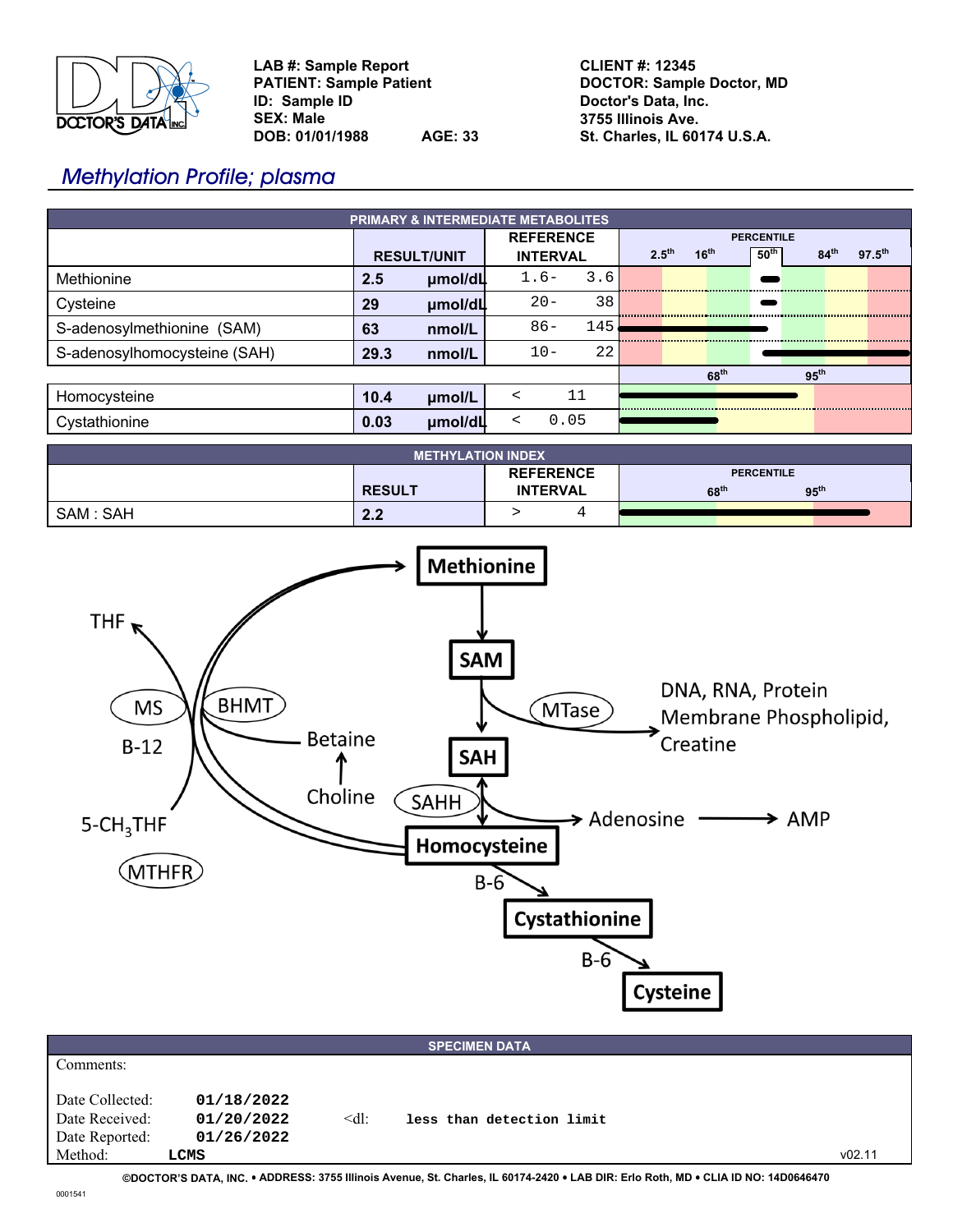LAB #: Sample Report
PATIENT: Sample Patient
ID: Sample ID
SEX: Male
DOB: 01/01/1988 AGE: 33

CLIENT #: 12345
DOCTOR: Sample Doctor, MD
Doctor's Data, Inc.
3755 Illinois Ave.
St. Charles, IL 60174 U.S.A.

# *Methylation Profile; plasma*

## PRIMARY & INTERMEDIATE METABOLITES

| | RESULT/UNIT | | REFERENCE INTERVAL | PERCENTILE (2.5th, 16th, 50th, 84th, 97.5th) |
|---|---|---|---|---|
| Methionine | 2.5 | µmol/dL | 1.6- 3.6 | |
| Cysteine | 29 | µmol/dL | 20- 38 | |
| S-adenosylmethionine (SAM) | 63 | nmol/L | 86- 145 | |
| S-adenosylhomocysteine (SAH) | 29.3 | nmol/L | 10- 22 | |

| | | | | PERCENTILE (68th, 95th) |
|---|---|---|---|---|
| Homocysteine | 10.4 | µmol/L | < 11 | |
| Cystathionine | 0.03 | µmol/dL | < 0.05 | |

## METHYLATION INDEX

| | RESULT | REFERENCE INTERVAL | PERCENTILE (68th, 95th) |
|---|---|---|---|
| SAM : SAH | 2.2 | > 4 | |

Methionine → SAM → (MTase) → DNA, RNA, Protein, Membrane Phospholipid, Creatine
SAM → SAH → (SAHH) → Adenosine → AMP
SAH ↔ Homocysteine
Homocysteine → Methionine (MS, B-12; 5-$CH_3$THF → THF; MTHFR)
Homocysteine → Methionine (BHMT; Choline → Betaine)
Homocysteine → (B-6) → Cystathionine → (B-6) → Cysteine

## SPECIMEN DATA

Comments:

Date Collected: 01/18/2022
Date Received: 01/20/2022
Date Reported: 01/26/2022
Method: LCMS

<dl: less than detection limit

v02.11

©DOCTOR'S DATA, INC. • ADDRESS: 3755 Illinois Avenue, St. Charles, IL 60174-2420 • LAB DIR: Erlo Roth, MD • CLIA ID NO: 14D0646470

0001541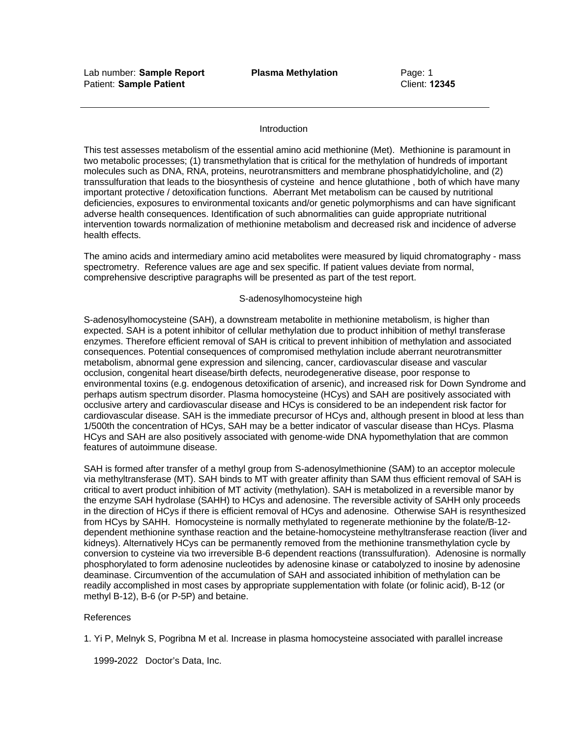## Introduction

This test assesses metabolism of the essential amino acid methionine (Met). Methionine is paramount in two metabolic processes; (1) transmethylation that is critical for the methylation of hundreds of important molecules such as DNA, RNA, proteins, neurotransmitters and membrane phosphatidylcholine, and (2) transsulfuration that leads to the biosynthesis of cysteine and hence glutathione , both of which have many important protective / detoxification functions. Aberrant Met metabolism can be caused by nutritional deficiencies, exposures to environmental toxicants and/or genetic polymorphisms and can have significant adverse health consequences. Identification of such abnormalities can guide appropriate nutritional intervention towards normalization of methionine metabolism and decreased risk and incidence of adverse health effects.

The amino acids and intermediary amino acid metabolites were measured by liquid chromatography - mass spectrometry. Reference values are age and sex specific. If patient values deviate from normal, comprehensive descriptive paragraphs will be presented as part of the test report.

## S-adenosylhomocysteine high

S-adenosylhomocysteine (SAH), a downstream metabolite in methionine metabolism, is higher than expected. SAH is a potent inhibitor of cellular methylation due to product inhibition of methyl transferase enzymes. Therefore efficient removal of SAH is critical to prevent inhibition of methylation and associated consequences. Potential consequences of compromised methylation include aberrant neurotransmitter metabolism, abnormal gene expression and silencing, cancer, cardiovascular disease and vascular occlusion, congenital heart disease/birth defects, neurodegenerative disease, poor response to environmental toxins (e.g. endogenous detoxification of arsenic), and increased risk for Down Syndrome and perhaps autism spectrum disorder. Plasma homocysteine (HCys) and SAH are positively associated with occlusive artery and cardiovascular disease and HCys is considered to be an independent risk factor for cardiovascular disease. SAH is the immediate precursor of HCys and, although present in blood at less than 1/500th the concentration of HCys, SAH may be a better indicator of vascular disease than HCys. Plasma HCys and SAH are also positively associated with genome-wide DNA hypomethylation that are common features of autoimmune disease.

SAH is formed after transfer of a methyl group from S-adenosylmethionine (SAM) to an acceptor molecule via methyltransferase (MT). SAH binds to MT with greater affinity than SAM thus efficient removal of SAH is critical to avert product inhibition of MT activity (methylation). SAH is metabolized in a reversible manor by the enzyme SAH hydrolase (SAHH) to HCys and adenosine. The reversible activity of SAHH only proceeds in the direction of HCys if there is efficient removal of HCys and adenosine. Otherwise SAH is resynthesized from HCys by SAHH. Homocysteine is normally methylated to regenerate methionine by the folate/B-12-dependent methionine synthase reaction and the betaine-homocysteine methyltransferase reaction (liver and kidneys). Alternatively HCys can be permanently removed from the methionine transmethylation cycle by conversion to cysteine via two irreversible B-6 dependent reactions (transsulfuration). Adenosine is normally phosphorylated to form adenosine nucleotides by adenosine kinase or catabolyzed to inosine by adenosine deaminase. Circumvention of the accumulation of SAH and associated inhibition of methylation can be readily accomplished in most cases by appropriate supplementation with folate (or folinic acid), B-12 (or methyl B-12), B-6 (or P-5P) and betaine.

References

1. Yi P, Melnyk S, Pogribna M et al. Increase in plasma homocysteine associated with parallel increase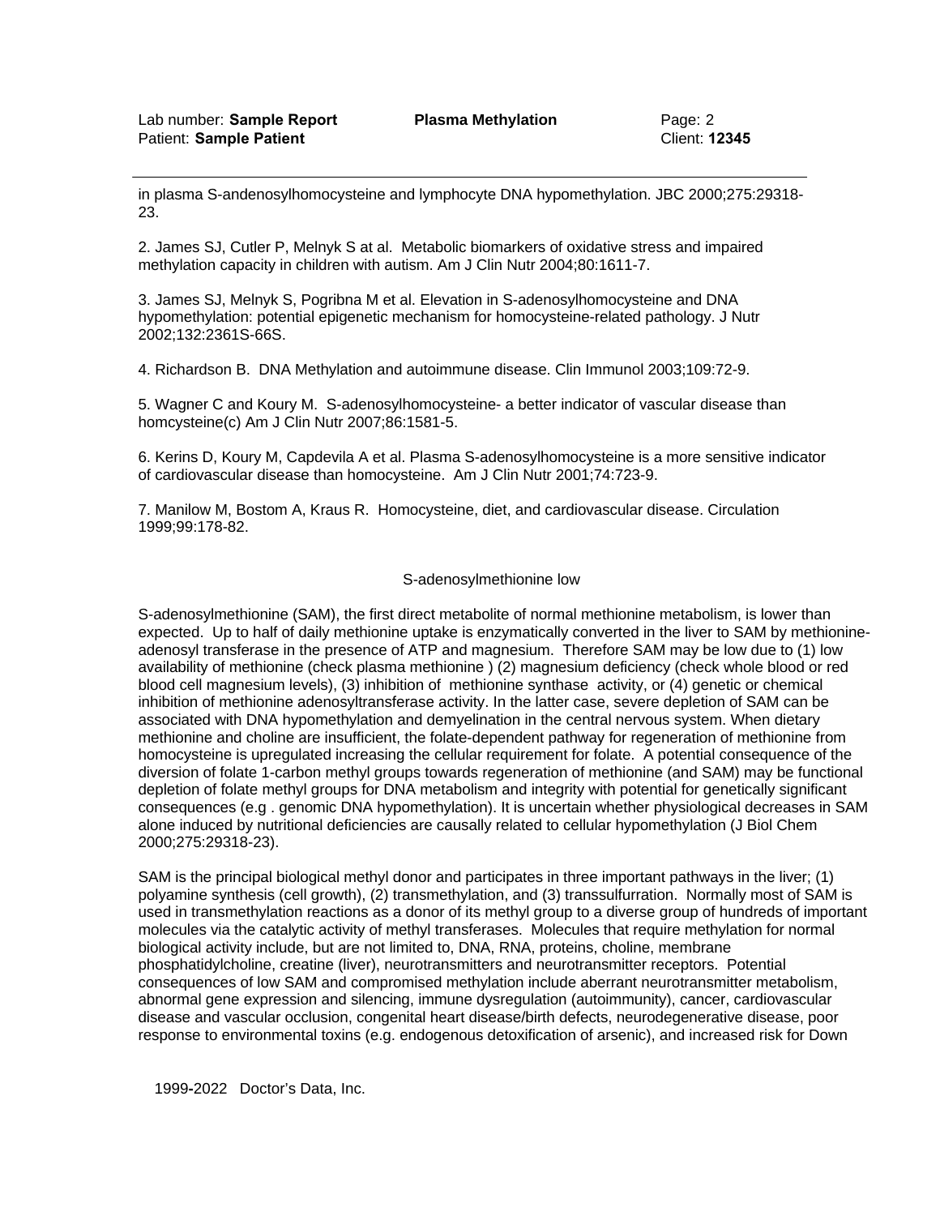in plasma S-andenosylhomocysteine and lymphocyte DNA hypomethylation. JBC 2000;275:29318-23.

2. James SJ, Cutler P, Melnyk S at al. Metabolic biomarkers of oxidative stress and impaired methylation capacity in children with autism. Am J Clin Nutr 2004;80:1611-7.

3. James SJ, Melnyk S, Pogribna M et al. Elevation in S-adenosylhomocysteine and DNA hypomethylation: potential epigenetic mechanism for homocysteine-related pathology. J Nutr 2002;132:2361S-66S.

4. Richardson B. DNA Methylation and autoimmune disease. Clin Immunol 2003;109:72-9.

5. Wagner C and Koury M. S-adenosylhomocysteine- a better indicator of vascular disease than homcysteine(c) Am J Clin Nutr 2007;86:1581-5.

6. Kerins D, Koury M, Capdevila A et al. Plasma S-adenosylhomocysteine is a more sensitive indicator of cardiovascular disease than homocysteine. Am J Clin Nutr 2001;74:723-9.

7. Manilow M, Bostom A, Kraus R. Homocysteine, diet, and cardiovascular disease. Circulation 1999;99:178-82.

## S-adenosylmethionine low

S-adenosylmethionine (SAM), the first direct metabolite of normal methionine metabolism, is lower than expected. Up to half of daily methionine uptake is enzymatically converted in the liver to SAM by methionine-adenosyl transferase in the presence of ATP and magnesium. Therefore SAM may be low due to (1) low availability of methionine (check plasma methionine ) (2) magnesium deficiency (check whole blood or red blood cell magnesium levels), (3) inhibition of methionine synthase activity, or (4) genetic or chemical inhibition of methionine adenosyltransferase activity. In the latter case, severe depletion of SAM can be associated with DNA hypomethylation and demyelination in the central nervous system. When dietary methionine and choline are insufficient, the folate-dependent pathway for regeneration of methionine from homocysteine is upregulated increasing the cellular requirement for folate. A potential consequence of the diversion of folate 1-carbon methyl groups towards regeneration of methionine (and SAM) may be functional depletion of folate methyl groups for DNA metabolism and integrity with potential for genetically significant consequences (e.g . genomic DNA hypomethylation). It is uncertain whether physiological decreases in SAM alone induced by nutritional deficiencies are causally related to cellular hypomethylation (J Biol Chem 2000;275:29318-23).

SAM is the principal biological methyl donor and participates in three important pathways in the liver; (1) polyamine synthesis (cell growth), (2) transmethylation, and (3) transsulfurration. Normally most of SAM is used in transmethylation reactions as a donor of its methyl group to a diverse group of hundreds of important molecules via the catalytic activity of methyl transferases. Molecules that require methylation for normal biological activity include, but are not limited to, DNA, RNA, proteins, choline, membrane phosphatidylcholine, creatine (liver), neurotransmitters and neurotransmitter receptors. Potential consequences of low SAM and compromised methylation include aberrant neurotransmitter metabolism, abnormal gene expression and silencing, immune dysregulation (autoimmunity), cancer, cardiovascular disease and vascular occlusion, congenital heart disease/birth defects, neurodegenerative disease, poor response to environmental toxins (e.g. endogenous detoxification of arsenic), and increased risk for Down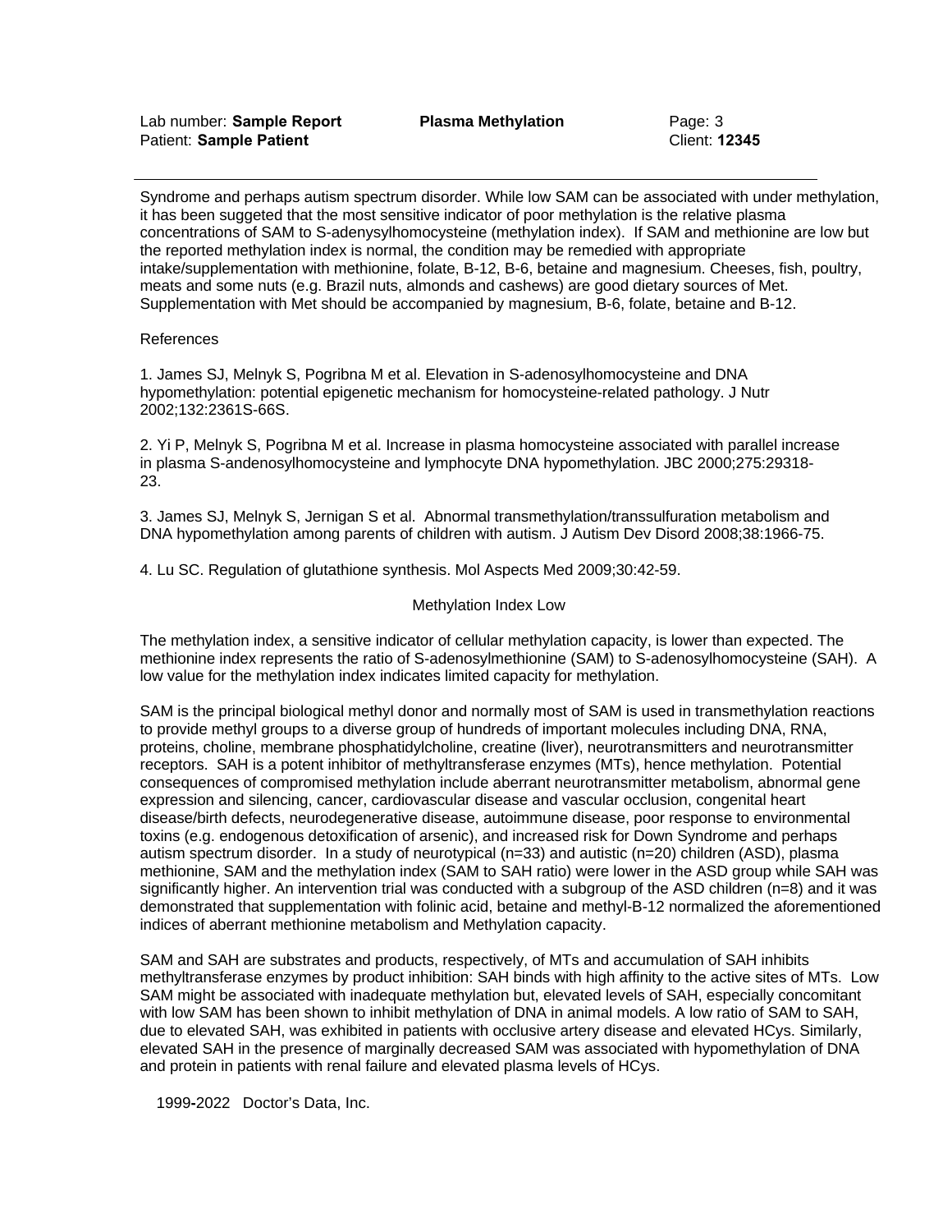Syndrome and perhaps autism spectrum disorder. While low SAM can be associated with under methylation, it has been suggeted that the most sensitive indicator of poor methylation is the relative plasma concentrations of SAM to S-adenysylhomocysteine (methylation index). If SAM and methionine are low but the reported methylation index is normal, the condition may be remedied with appropriate intake/supplementation with methionine, folate, B-12, B-6, betaine and magnesium. Cheeses, fish, poultry, meats and some nuts (e.g. Brazil nuts, almonds and cashews) are good dietary sources of Met. Supplementation with Met should be accompanied by magnesium, B-6, folate, betaine and B-12.

References

1. James SJ, Melnyk S, Pogribna M et al. Elevation in S-adenosylhomocysteine and DNA hypomethylation: potential epigenetic mechanism for homocysteine-related pathology. J Nutr 2002;132:2361S-66S.

2. Yi P, Melnyk S, Pogribna M et al. Increase in plasma homocysteine associated with parallel increase in plasma S-andenosylhomocysteine and lymphocyte DNA hypomethylation. JBC 2000;275:29318-23.

3. James SJ, Melnyk S, Jernigan S et al. Abnormal transmethylation/transsulfuration metabolism and DNA hypomethylation among parents of children with autism. J Autism Dev Disord 2008;38:1966-75.

4. Lu SC. Regulation of glutathione synthesis. Mol Aspects Med 2009;30:42-59.

## Methylation Index Low

The methylation index, a sensitive indicator of cellular methylation capacity, is lower than expected. The methionine index represents the ratio of S-adenosylmethionine (SAM) to S-adenosylhomocysteine (SAH). A low value for the methylation index indicates limited capacity for methylation.

SAM is the principal biological methyl donor and normally most of SAM is used in transmethylation reactions to provide methyl groups to a diverse group of hundreds of important molecules including DNA, RNA, proteins, choline, membrane phosphatidylcholine, creatine (liver), neurotransmitters and neurotransmitter receptors. SAH is a potent inhibitor of methyltransferase enzymes (MTs), hence methylation. Potential consequences of compromised methylation include aberrant neurotransmitter metabolism, abnormal gene expression and silencing, cancer, cardiovascular disease and vascular occlusion, congenital heart disease/birth defects, neurodegenerative disease, autoimmune disease, poor response to environmental toxins (e.g. endogenous detoxification of arsenic), and increased risk for Down Syndrome and perhaps autism spectrum disorder. In a study of neurotypical (n=33) and autistic (n=20) children (ASD), plasma methionine, SAM and the methylation index (SAM to SAH ratio) were lower in the ASD group while SAH was significantly higher. An intervention trial was conducted with a subgroup of the ASD children (n=8) and it was demonstrated that supplementation with folinic acid, betaine and methyl-B-12 normalized the aforementioned indices of aberrant methionine metabolism and Methylation capacity.

SAM and SAH are substrates and products, respectively, of MTs and accumulation of SAH inhibits methyltransferase enzymes by product inhibition: SAH binds with high affinity to the active sites of MTs. Low SAM might be associated with inadequate methylation but, elevated levels of SAH, especially concomitant with low SAM has been shown to inhibit methylation of DNA in animal models. A low ratio of SAM to SAH, due to elevated SAH, was exhibited in patients with occlusive artery disease and elevated HCys. Similarly, elevated SAH in the presence of marginally decreased SAM was associated with hypomethylation of DNA and protein in patients with renal failure and elevated plasma levels of HCys.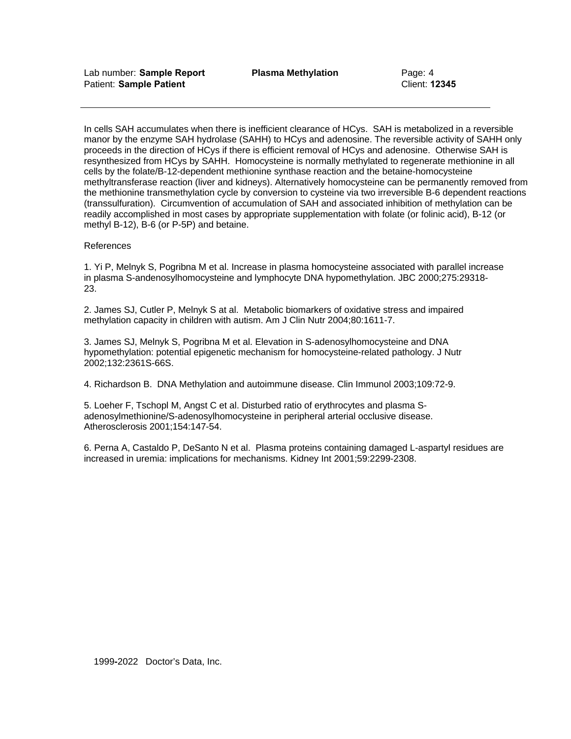In cells SAH accumulates when there is inefficient clearance of HCys. SAH is metabolized in a reversible manor by the enzyme SAH hydrolase (SAHH) to HCys and adenosine. The reversible activity of SAHH only proceeds in the direction of HCys if there is efficient removal of HCys and adenosine. Otherwise SAH is resynthesized from HCys by SAHH. Homocysteine is normally methylated to regenerate methionine in all cells by the folate/B-12-dependent methionine synthase reaction and the betaine-homocysteine methyltransferase reaction (liver and kidneys). Alternatively homocysteine can be permanently removed from the methionine transmethylation cycle by conversion to cysteine via two irreversible B-6 dependent reactions (transsulfuration). Circumvention of accumulation of SAH and associated inhibition of methylation can be readily accomplished in most cases by appropriate supplementation with folate (or folinic acid), B-12 (or methyl B-12), B-6 (or P-5P) and betaine.

References

1. Yi P, Melnyk S, Pogribna M et al. Increase in plasma homocysteine associated with parallel increase in plasma S-andenosylhomocysteine and lymphocyte DNA hypomethylation. JBC 2000;275:29318-23.

2. James SJ, Cutler P, Melnyk S at al. Metabolic biomarkers of oxidative stress and impaired methylation capacity in children with autism. Am J Clin Nutr 2004;80:1611-7.

3. James SJ, Melnyk S, Pogribna M et al. Elevation in S-adenosylhomocysteine and DNA hypomethylation: potential epigenetic mechanism for homocysteine-related pathology. J Nutr 2002;132:2361S-66S.

4. Richardson B. DNA Methylation and autoimmune disease. Clin Immunol 2003;109:72-9.

5. Loeher F, Tschopl M, Angst C et al. Disturbed ratio of erythrocytes and plasma S-adenosylmethionine/S-adenosylhomocysteine in peripheral arterial occlusive disease. Atherosclerosis 2001;154:147-54.

6. Perna A, Castaldo P, DeSanto N et al. Plasma proteins containing damaged L-aspartyl residues are increased in uremia: implications for mechanisms. Kidney Int 2001;59:2299-2308.